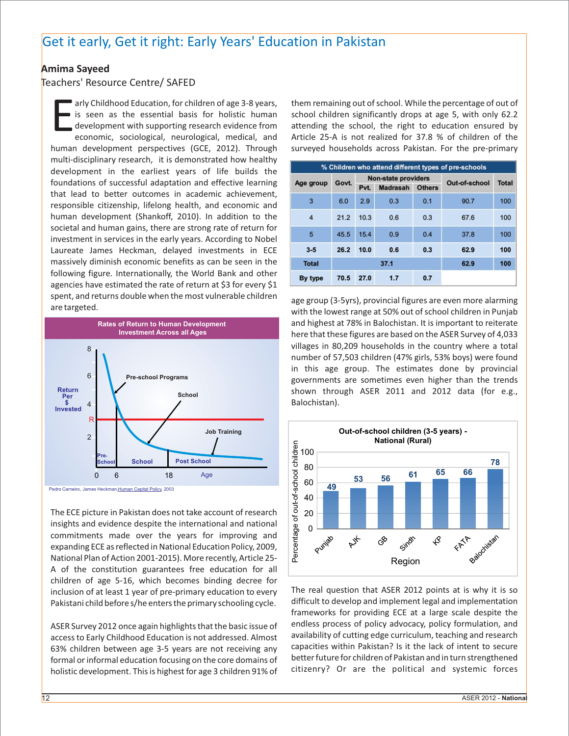# Get it early, Get it right: Early Years' Education in Pakistan

**Amima Sayeed**

Teachers' Resource Centre/ SAFED

Early Childhood Education, for children of age 3-8 years, is seen as the essential basis for holistic human development with supporting research evidence from economic, sociological, neurological, medical, and human development perspectives (GCE, 2012). Through multi-disciplinary research, it is demonstrated how healthy development in the earliest years of life builds the foundations of successful adaptation and effective learning that lead to better outcomes in academic achievement, responsible citizenship, lifelong health, and economic and human development (Shankoff, 2010). In addition to the societal and human gains, there are strong rate of return for investment in services in the early years. According to Nobel Laureate James Heckman, delayed investments in ECE massively diminish economic benefits as can be seen in the following figure. Internationally, the World Bank and other agencies have estimated the rate of return at $3 for every $1 spent, and returns double when the most vulnerable children are targeted.

Rates of Return to Human Development Investment Across all Ages

Pedro Carneiro, James Heckman, Human Capital Policy, 2003

The ECE picture in Pakistan does not take account of research insights and evidence despite the international and national commitments made over the years for improving and expanding ECE as reflected in National Education Policy, 2009, National Plan of Action 2001-2015). More recently, Article 25-A of the constitution guarantees free education for all children of age 5-16, which becomes binding decree for inclusion of at least 1 year of pre-primary education to every Pakistani child before s/he enters the primary schooling cycle.

ASER Survey 2012 once again highlights that the basic issue of access to Early Childhood Education is not addressed. Almost 63% children between age 3-5 years are not receiving any formal or informal education focusing on the core domains of holistic development. This is highest for age 3 children 91% of them remaining out of school. While the percentage of out of school children significantly drops at age 5, with only 62.2 attending the school, the right to education ensured by Article 25-A is not realized for 37.8 % of children of the surveyed households across Pakistan. For the pre-primary

**% Children who attend different types of pre-schools**

| Age group | Govt. | Non-state providers | | | Out-of-school | Total |
|---|---|---|---|---|---|---|
| | | Pvt. | Madrasah | Others | | |
| 3 | 6.0 | 2.9 | 0.3 | 0.1 | 90.7 | 100 |
| 4 | 21.2 | 10.3 | 0.6 | 0.3 | 67.6 | 100 |
| 5 | 45.5 | 15.4 | 0.9 | 0.4 | 37.8 | 100 |
| **3-5** | **26.2** | **10.0** | **0.6** | **0.3** | **62.9** | **100** |
| **Total** | | | **37.1** | | **62.9** | **100** |
| **By type** | **70.5** | **27.0** | **1.7** | **0.7** | | |

age group (3-5yrs), provincial figures are even more alarming with the lowest range at 50% out of school children in Punjab and highest at 78% in Balochistan. It is important to reiterate here that these figures are based on the ASER Survey of 4,033 villages in 80,209 households in the country where a total number of 57,503 children (47% girls, 53% boys) were found in this age group. The estimates done by provincial governments are sometimes even higher than the trends shown through ASER 2011 and 2012 data (for e.g., Balochistan).

**Out-of-school children (3-5 years) - National (Rural)**

| Region | Percentage of out-of-school children |
|---|---|
| Punjab | 49 |
| AJK | 53 |
| GB | 56 |
| Sindh | 61 |
| KP | 65 |
| FATA | 66 |
| Balochistan | 78 |

The real question that ASER 2012 points at is why it is so difficult to develop and implement legal and implementation frameworks for providing ECE at a large scale despite the endless process of policy advocacy, policy formulation, and availability of cutting edge curriculum, teaching and research capacities within Pakistan? Is it the lack of intent to secure better future for children of Pakistan and in turn strengthened citizenry? Or are the political and systemic forces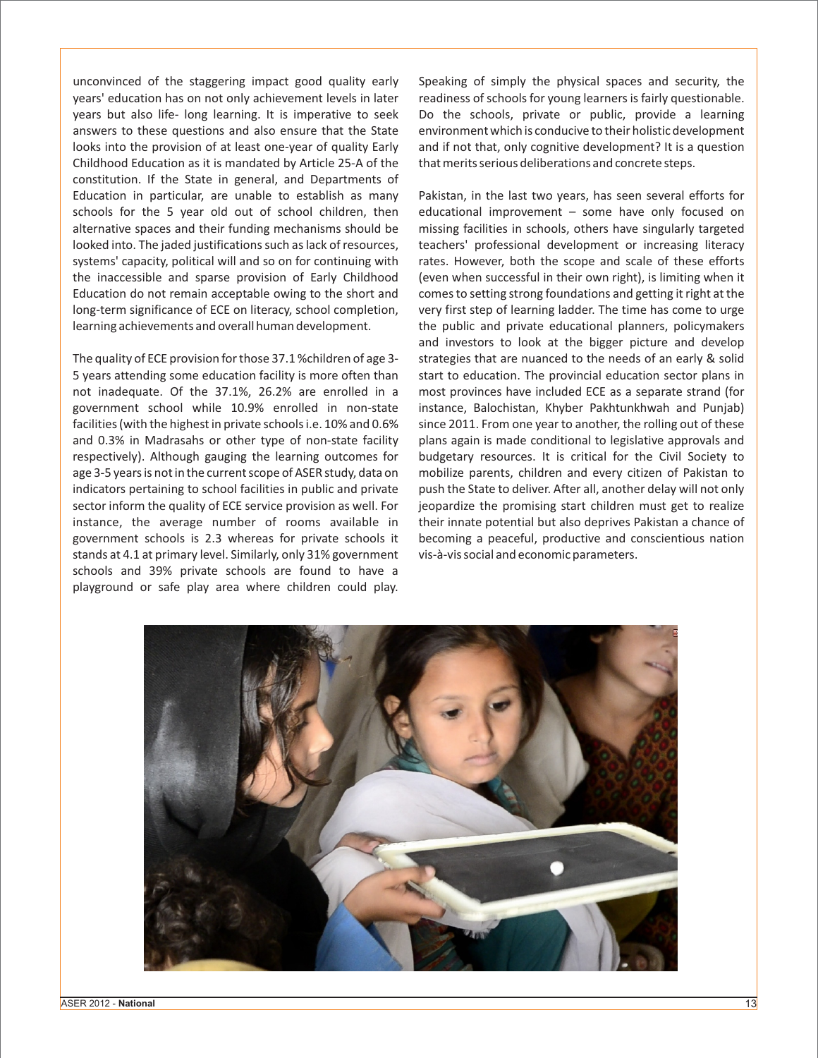unconvinced of the staggering impact good quality early years' education has on not only achievement levels in later years but also life- long learning. It is imperative to seek answers to these questions and also ensure that the State looks into the provision of at least one-year of quality Early Childhood Education as it is mandated by Article 25-A of the constitution. If the State in general, and Departments of Education in particular, are unable to establish as many schools for the 5 year old out of school children, then alternative spaces and their funding mechanisms should be looked into. The jaded justifications such as lack of resources, systems' capacity, political will and so on for continuing with the inaccessible and sparse provision of Early Childhood Education do not remain acceptable owing to the short and long-term significance of ECE on literacy, school completion, learning achievements and overall human development.

The quality of ECE provision for those 37.1 %children of age 3-5 years attending some education facility is more often than not inadequate. Of the 37.1%, 26.2% are enrolled in a government school while 10.9% enrolled in non-state facilities (with the highest in private schools i.e. 10% and 0.6% and 0.3% in Madrasahs or other type of non-state facility respectively). Although gauging the learning outcomes for age 3-5 years is not in the current scope of ASER study, data on indicators pertaining to school facilities in public and private sector inform the quality of ECE service provision as well. For instance, the average number of rooms available in government schools is 2.3 whereas for private schools it stands at 4.1 at primary level. Similarly, only 31% government schools and 39% private schools are found to have a playground or safe play area where children could play.

Speaking of simply the physical spaces and security, the readiness of schools for young learners is fairly questionable. Do the schools, private or public, provide a learning environment which is conducive to their holistic development and if not that, only cognitive development? It is a question that merits serious deliberations and concrete steps.

Pakistan, in the last two years, has seen several efforts for educational improvement – some have only focused on missing facilities in schools, others have singularly targeted teachers' professional development or increasing literacy rates. However, both the scope and scale of these efforts (even when successful in their own right), is limiting when it comes to setting strong foundations and getting it right at the very first step of learning ladder. The time has come to urge the public and private educational planners, policymakers and investors to look at the bigger picture and develop strategies that are nuanced to the needs of an early & solid start to education. The provincial education sector plans in most provinces have included ECE as a separate strand (for instance, Balochistan, Khyber Pakhtunkhwah and Punjab) since 2011. From one year to another, the rolling out of these plans again is made conditional to legislative approvals and budgetary resources. It is critical for the Civil Society to mobilize parents, children and every citizen of Pakistan to push the State to deliver. After all, another delay will not only jeopardize the promising start children must get to realize their innate potential but also deprives Pakistan a chance of becoming a peaceful, productive and conscientious nation vis-à-vis social and economic parameters.